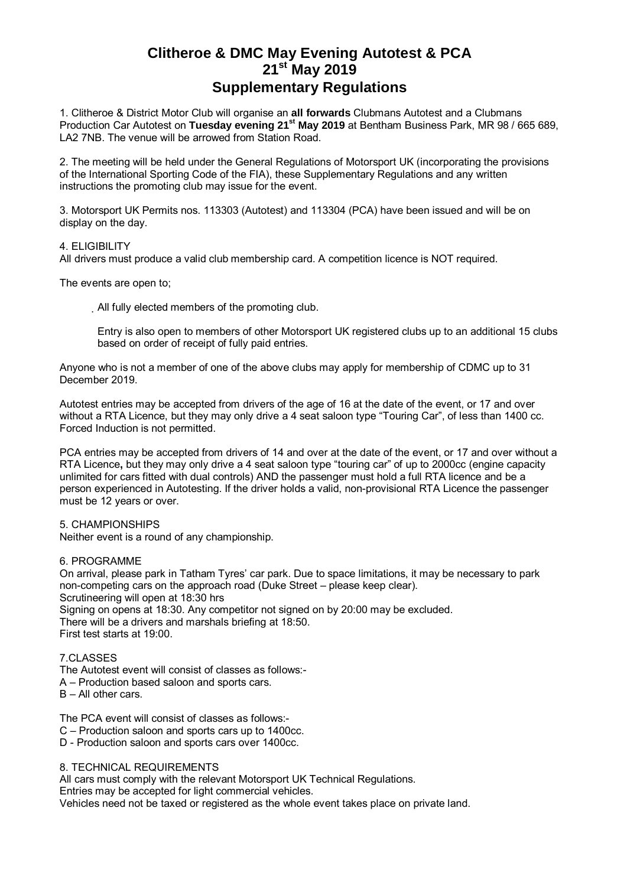# Clitheroe & DMC May Evening Autotest & PCA
# 21st May 2019
# Supplementary Regulations

1. Clitheroe & District Motor Club will organise an **all forwards** Clubmans Autotest and a Clubmans Production Car Autotest on **Tuesday evening 21st May 2019** at Bentham Business Park, MR 98 / 665 689, LA2 7NB. The venue will be arrowed from Station Road.

2. The meeting will be held under the General Regulations of Motorsport UK (incorporating the provisions of the International Sporting Code of the FIA), these Supplementary Regulations and any written instructions the promoting club may issue for the event.

3. Motorsport UK Permits nos. 113303 (Autotest) and 113304 (PCA) have been issued and will be on display on the day.

4. ELIGIBILITY
All drivers must produce a valid club membership card. A competition licence is NOT required.

The events are open to;

- All fully elected members of the promoting club.

  Entry is also open to members of other Motorsport UK registered clubs up to an additional 15 clubs based on order of receipt of fully paid entries.

Anyone who is not a member of one of the above clubs may apply for membership of CDMC up to 31 December 2019.

Autotest entries may be accepted from drivers of the age of 16 at the date of the event, or 17 and over without a RTA Licence, but they may only drive a 4 seat saloon type "Touring Car", of less than 1400 cc. Forced Induction is not permitted.

PCA entries may be accepted from drivers of 14 and over at the date of the event, or 17 and over without a RTA Licence**,** but they may only drive a 4 seat saloon type "touring car" of up to 2000cc (engine capacity unlimited for cars fitted with dual controls) AND the passenger must hold a full RTA licence and be a person experienced in Autotesting. If the driver holds a valid, non-provisional RTA Licence the passenger must be 12 years or over.

5. CHAMPIONSHIPS
Neither event is a round of any championship.

6. PROGRAMME
On arrival, please park in Tatham Tyres' car park. Due to space limitations, it may be necessary to park non-competing cars on the approach road (Duke Street – please keep clear).
Scrutineering will open at 18:30 hrs
Signing on opens at 18:30. Any competitor not signed on by 20:00 may be excluded.
There will be a drivers and marshals briefing at 18:50.
First test starts at 19:00.

7.CLASSES
The Autotest event will consist of classes as follows:-
A – Production based saloon and sports cars.
B – All other cars.

The PCA event will consist of classes as follows:-
C – Production saloon and sports cars up to 1400cc.
D - Production saloon and sports cars over 1400cc.

8. TECHNICAL REQUIREMENTS
All cars must comply with the relevant Motorsport UK Technical Regulations.
Entries may be accepted for light commercial vehicles.
Vehicles need not be taxed or registered as the whole event takes place on private land.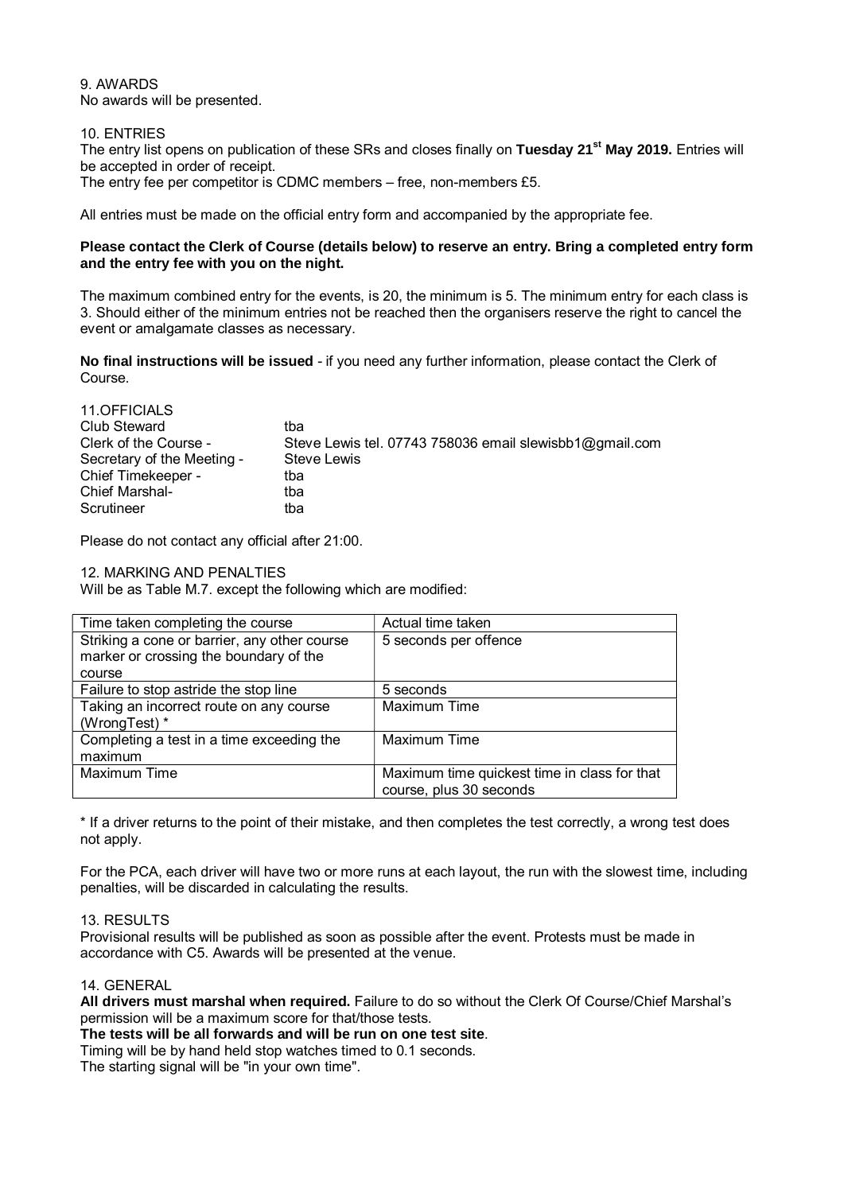## 9. AWARDS

No awards will be presented.

## 10. ENTRIES

The entry list opens on publication of these SRs and closes finally on **Tuesday 21st May 2019.** Entries will be accepted in order of receipt.

The entry fee per competitor is CDMC members – free, non-members £5.

All entries must be made on the official entry form and accompanied by the appropriate fee.

**Please contact the Clerk of Course (details below) to reserve an entry. Bring a completed entry form and the entry fee with you on the night.**

The maximum combined entry for the events, is 20, the minimum is 5. The minimum entry for each class is 3. Should either of the minimum entries not be reached then the organisers reserve the right to cancel the event or amalgamate classes as necessary.

**No final instructions will be issued** - if you need any further information, please contact the Clerk of Course.

## 11.OFFICIALS

| | |
|---|---|
| Club Steward | tba |
| Clerk of the Course - | Steve Lewis tel. 07743 758036 email slewisbb1@gmail.com |
| Secretary of the Meeting - | Steve Lewis |
| Chief Timekeeper - | tba |
| Chief Marshal- | tba |
| Scrutineer | tba |

Please do not contact any official after 21:00.

## 12. MARKING AND PENALTIES

Will be as Table M.7. except the following which are modified:

| | |
|---|---|
| Time taken completing the course | Actual time taken |
| Striking a cone or barrier, any other course marker or crossing the boundary of the course | 5 seconds per offence |
| Failure to stop astride the stop line | 5 seconds |
| Taking an incorrect route on any course (WrongTest) * | Maximum Time |
| Completing a test in a time exceeding the maximum | Maximum Time |
| Maximum Time | Maximum time quickest time in class for that course, plus 30 seconds |

* If a driver returns to the point of their mistake, and then completes the test correctly, a wrong test does not apply.

For the PCA, each driver will have two or more runs at each layout, the run with the slowest time, including penalties, will be discarded in calculating the results.

## 13. RESULTS

Provisional results will be published as soon as possible after the event. Protests must be made in accordance with C5. Awards will be presented at the venue.

## 14. GENERAL

**All drivers must marshal when required.** Failure to do so without the Clerk Of Course/Chief Marshal's permission will be a maximum score for that/those tests.

**The tests will be all forwards and will be run on one test site**.

Timing will be by hand held stop watches timed to 0.1 seconds.

The starting signal will be "in your own time".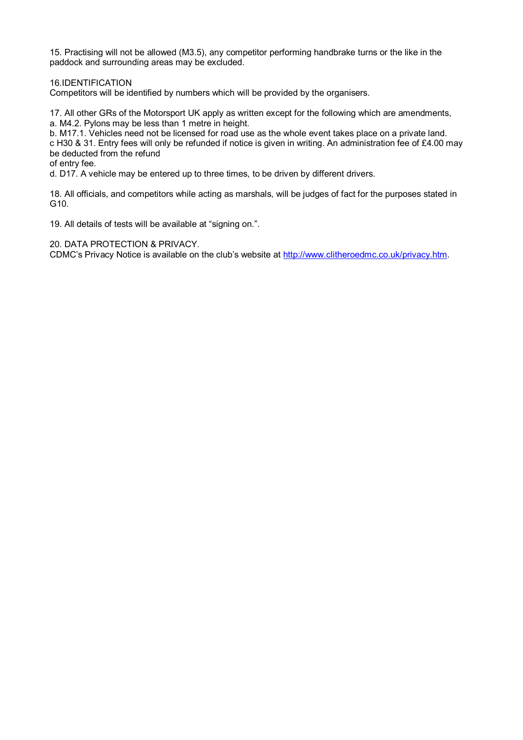15. Practising will not be allowed (M3.5), any competitor performing handbrake turns or the like in the paddock and surrounding areas may be excluded.

16.IDENTIFICATION
Competitors will be identified by numbers which will be provided by the organisers.

17. All other GRs of the Motorsport UK apply as written except for the following which are amendments,
a. M4.2. Pylons may be less than 1 metre in height.
b. M17.1. Vehicles need not be licensed for road use as the whole event takes place on a private land.
c H30 & 31. Entry fees will only be refunded if notice is given in writing. An administration fee of £4.00 may be deducted from the refund
of entry fee.
d. D17. A vehicle may be entered up to three times, to be driven by different drivers.

18. All officials, and competitors while acting as marshals, will be judges of fact for the purposes stated in G10.

19. All details of tests will be available at "signing on.".

20. DATA PROTECTION & PRIVACY.
CDMC's Privacy Notice is available on the club's website at http://www.clitheroedmc.co.uk/privacy.htm.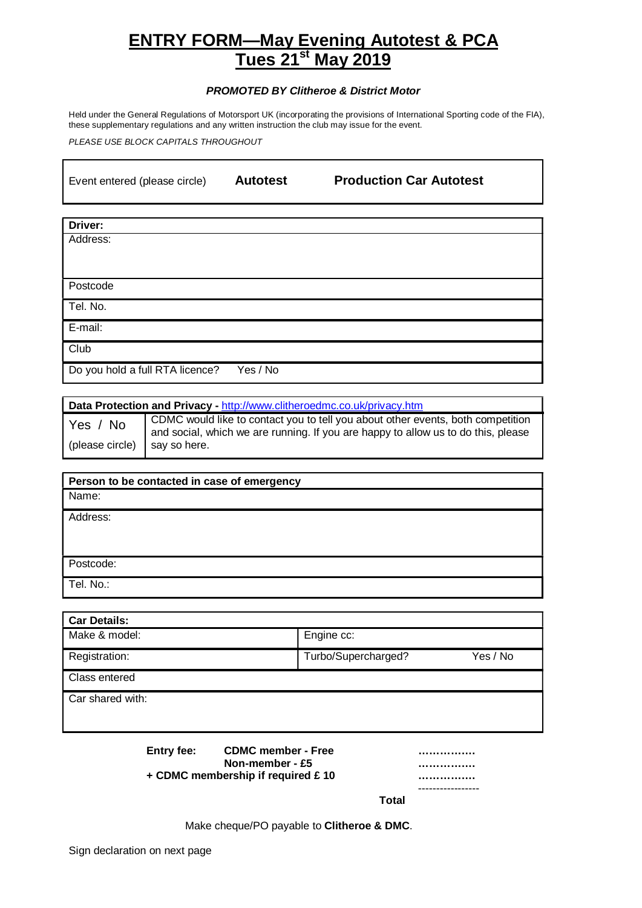# ENTRY FORM—May Evening Autotest & PCA
# Tues 21st May 2019

***PROMOTED BY Clitheroe & District Motor***

Held under the General Regulations of Motorsport UK (incorporating the provisions of International Sporting code of the FIA), these supplementary regulations and any written instruction the club may issue for the event.

*PLEASE USE BLOCK CAPITALS THROUGHOUT*

| Event entered (please circle) | **Autotest** | **Production Car Autotest** |
|---|---|---|

| **Driver:** |
|---|
| Address: |
| Postcode |
| Tel. No. |
| E-mail: |
| Club |
| Do you hold a full RTA licence? Yes / No |

| **Data Protection and Privacy -** http://www.clitheroedmc.co.uk/privacy.htm | |
|---|---|
| Yes / No (please circle) | CDMC would like to contact you to tell you about other events, both competition and social, which we are running. If you are happy to allow us to do this, please say so here. |

| **Person to be contacted in case of emergency** |
|---|
| Name: |
| Address: |
| Postcode: |
| Tel. No.: |

| **Car Details:** | | |
|---|---|---|
| Make & model: | Engine cc: | |
| Registration: | Turbo/Supercharged? | Yes / No |
| Class entered | | |
| Car shared with: | | |

| **Entry fee:** | **CDMC member - Free** | ……………. |
|---|---|---|
| | **Non-member - £5** | ……………. |
| **+ CDMC membership if required £ 10** | | ……………. |
| | **Total** | |

Make cheque/PO payable to **Clitheroe & DMC**.

Sign declaration on next page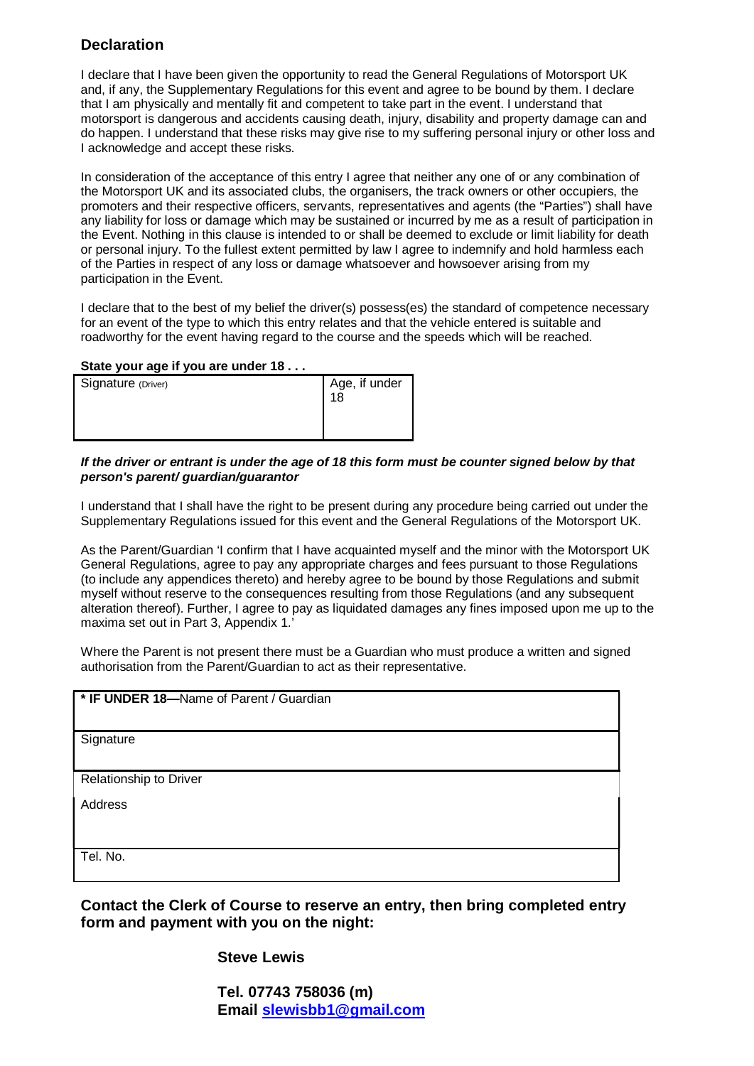## Declaration

I declare that I have been given the opportunity to read the General Regulations of Motorsport UK and, if any, the Supplementary Regulations for this event and agree to be bound by them. I declare that I am physically and mentally fit and competent to take part in the event. I understand that motorsport is dangerous and accidents causing death, injury, disability and property damage can and do happen. I understand that these risks may give rise to my suffering personal injury or other loss and I acknowledge and accept these risks.

In consideration of the acceptance of this entry I agree that neither any one of or any combination of the Motorsport UK and its associated clubs, the organisers, the track owners or other occupiers, the promoters and their respective officers, servants, representatives and agents (the "Parties") shall have any liability for loss or damage which may be sustained or incurred by me as a result of participation in the Event. Nothing in this clause is intended to or shall be deemed to exclude or limit liability for death or personal injury. To the fullest extent permitted by law I agree to indemnify and hold harmless each of the Parties in respect of any loss or damage whatsoever and howsoever arising from my participation in the Event.

I declare that to the best of my belief the driver(s) possess(es) the standard of competence necessary for an event of the type to which this entry relates and that the vehicle entered is suitable and roadworthy for the event having regard to the course and the speeds which will be reached.

**State your age if you are under 18 . . .**

| Signature (Driver) | Age, if under 18 |
|---|---|
| | |

***If the driver or entrant is under the age of 18 this form must be counter signed below by that person's parent/ guardian/guarantor***

I understand that I shall have the right to be present during any procedure being carried out under the Supplementary Regulations issued for this event and the General Regulations of the Motorsport UK.

As the Parent/Guardian 'I confirm that I have acquainted myself and the minor with the Motorsport UK General Regulations, agree to pay any appropriate charges and fees pursuant to those Regulations (to include any appendices thereto) and hereby agree to be bound by those Regulations and submit myself without reserve to the consequences resulting from those Regulations (and any subsequent alteration thereof). Further, I agree to pay as liquidated damages any fines imposed upon me up to the maxima set out in Part 3, Appendix 1.'

Where the Parent is not present there must be a Guardian who must produce a written and signed authorisation from the Parent/Guardian to act as their representative.

| |
|---|
| **\* IF UNDER 18—**Name of Parent / Guardian |
| Signature |
| Relationship to Driver |
| Address |
| Tel. No. |

**Contact the Clerk of Course to reserve an entry, then bring completed entry form and payment with you on the night:**

**Steve Lewis**

**Tel. 07743 758036 (m)**
**Email slewisbb1@gmail.com**